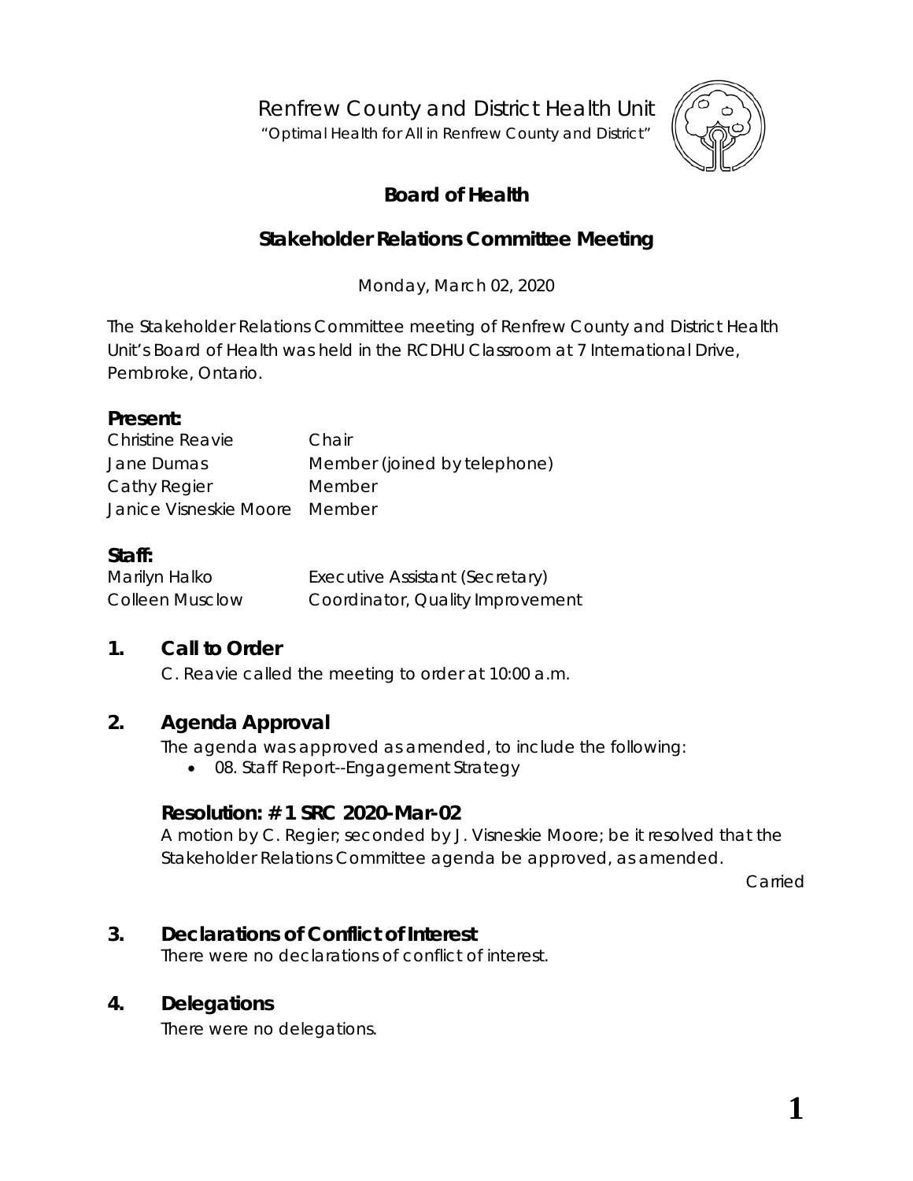# Renfrew County and District Health Unit

"Optimal Health for All in Renfrew County and District"

## Board of Health

## Stakeholder Relations Committee Meeting

Monday, March 02, 2020

The Stakeholder Relations Committee meeting of Renfrew County and District Health Unit's Board of Health was held in the RCDHU Classroom at 7 International Drive, Pembroke, Ontario.

### Present:

| | |
|---|---|
| Christine Reavie | Chair |
| Jane Dumas | Member (joined by telephone) |
| Cathy Regier | Member |
| Janice Visneskie Moore | Member |

### Staff:

| | |
|---|---|
| Marilyn Halko | Executive Assistant (Secretary) |
| Colleen Musclow | Coordinator, Quality Improvement |

## 1. Call to Order

C. Reavie called the meeting to order at 10:00 a.m.

## 2. Agenda Approval

The agenda was approved as amended, to include the following:

- 08. Staff Report--Engagement Strategy

### Resolution: # 1 SRC 2020-Mar-02

A motion by C. Regier; seconded by J. Visneskie Moore; be it resolved that the Stakeholder Relations Committee agenda be approved, as amended.

Carried

## 3. Declarations of Conflict of Interest

There were no declarations of conflict of interest.

## 4. Delegations

There were no delegations.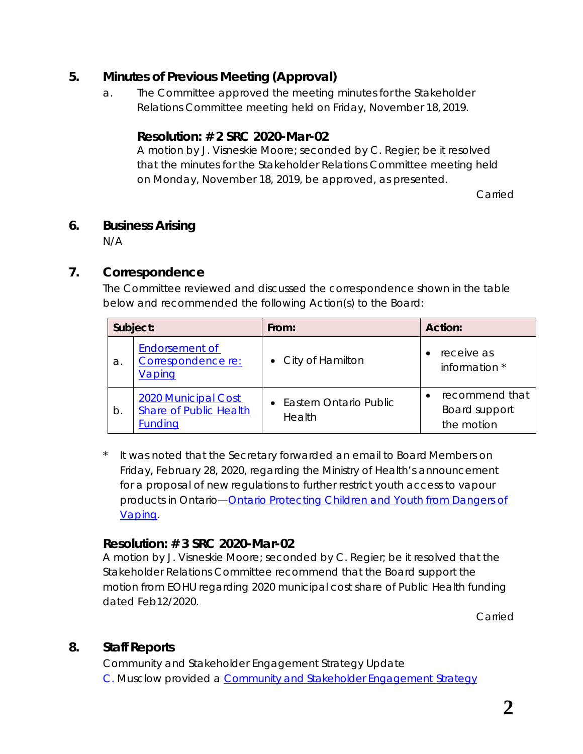## 5. Minutes of Previous Meeting (Approval)

a. The Committee approved the meeting minutes for the Stakeholder Relations Committee meeting held on Friday, November 18, 2019.

### Resolution: # 2 SRC 2020-Mar-02

A motion by J. Visneskie Moore; seconded by C. Regier; be it resolved that the minutes for the Stakeholder Relations Committee meeting held on Monday, November 18, 2019, be approved, as presented.

Carried

## 6. Business Arising

N/A

## 7. Correspondence

The Committee reviewed and discussed the correspondence shown in the table below and recommended the following Action(s) to the Board:

| Subject: | | From: | Action: |
|---|---|---|---|
| a. | Endorsement of Correspondence re: Vaping | • City of Hamilton | • receive as information * |
| b. | 2020 Municipal Cost Share of Public Health Funding | • Eastern Ontario Public Health | • recommend that Board support the motion |

\* It was noted that the Secretary forwarded an email to Board Members on Friday, February 28, 2020, regarding the Ministry of Health's announcement for a proposal of new regulations to further restrict youth access to vapour products in Ontario—Ontario Protecting Children and Youth from Dangers of Vaping.

### Resolution: # 3 SRC 2020-Mar-02

A motion by J. Visneskie Moore; seconded by C. Regier; be it resolved that the Stakeholder Relations Committee recommend that the Board support the motion from EOHU regarding 2020 municipal cost share of Public Health funding dated Feb12/2020.

Carried

## 8. Staff Reports

Community and Stakeholder Engagement Strategy Update

C. Musclow provided a Community and Stakeholder Engagement Strategy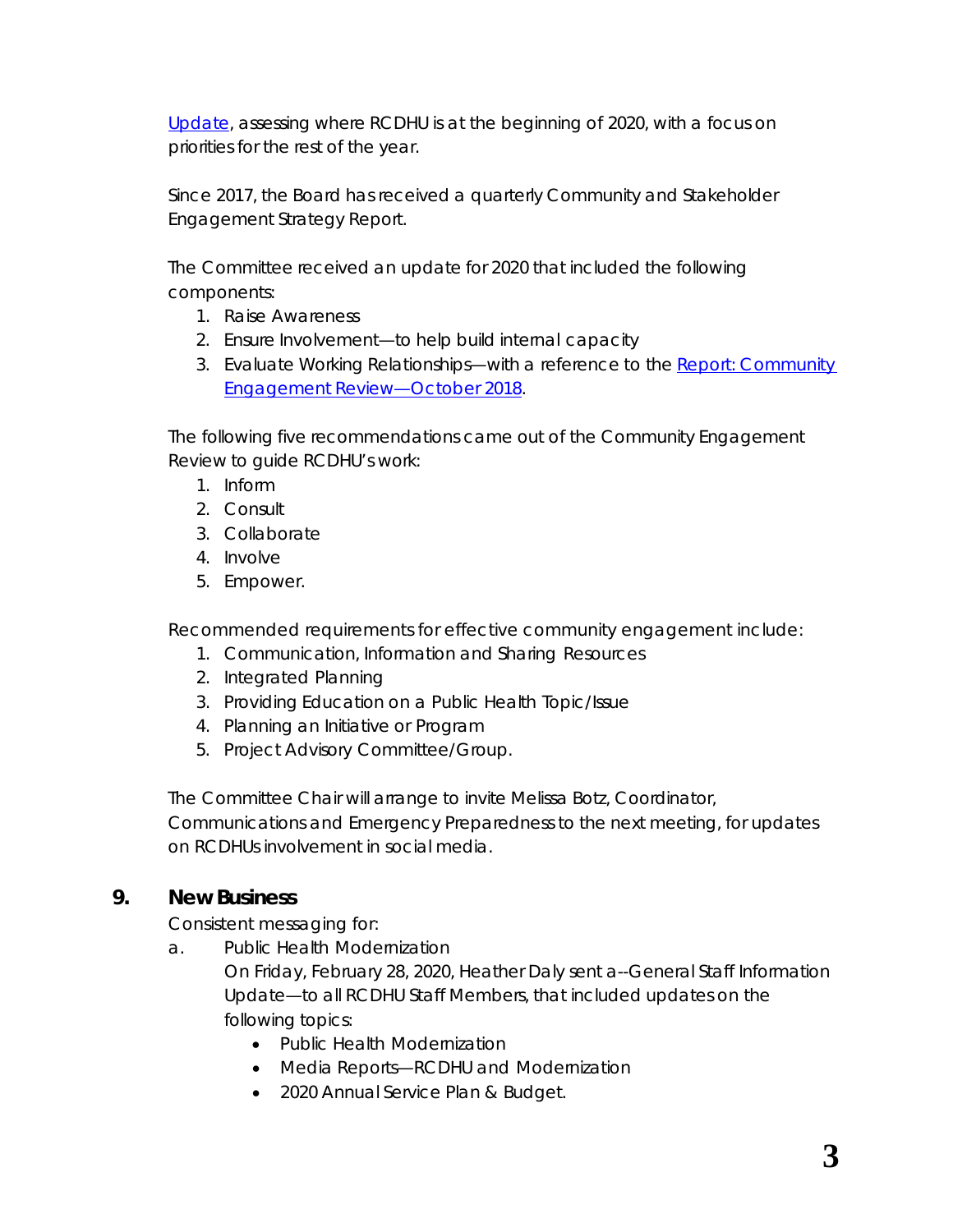Update, assessing where RCDHU is at the beginning of 2020, with a focus on priorities for the rest of the year.

Since 2017, the Board has received a quarterly Community and Stakeholder Engagement Strategy Report.

The Committee received an update for 2020 that included the following components:

1. Raise Awareness
2. Ensure Involvement—to help build internal capacity
3. Evaluate Working Relationships—with a reference to the Report: Community Engagement Review—October 2018.

The following five recommendations came out of the Community Engagement Review to guide RCDHU's work:

1. Inform
2. Consult
3. Collaborate
4. Involve
5. Empower.

Recommended requirements for effective community engagement include:

1. Communication, Information and Sharing Resources
2. Integrated Planning
3. Providing Education on a Public Health Topic/Issue
4. Planning an Initiative or Program
5. Project Advisory Committee/Group.

The Committee Chair will arrange to invite Melissa Botz, Coordinator, Communications and Emergency Preparedness to the next meeting, for updates on RCDHUs involvement in social media.

## 9. New Business

Consistent messaging for:

a. Public Health Modernization

   On Friday, February 28, 2020, Heather Daly sent a--General Staff Information Update—to all RCDHU Staff Members, that included updates on the following topics:

   - Public Health Modernization
   - Media Reports—RCDHU and Modernization
   - 2020 Annual Service Plan & Budget.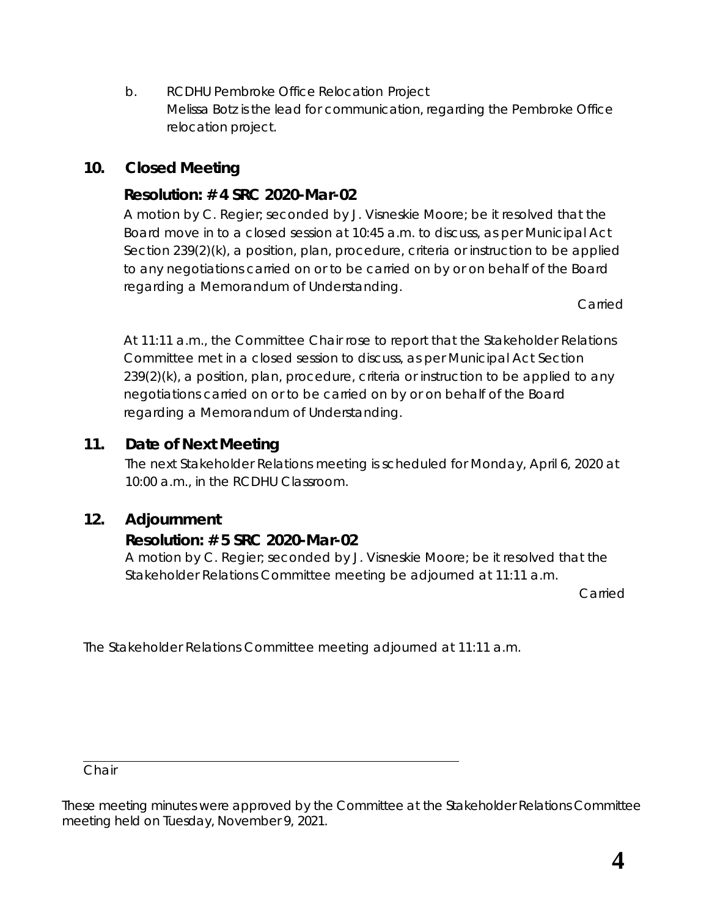b. RCDHU Pembroke Office Relocation Project
Melissa Botz is the lead for communication, regarding the Pembroke Office relocation project.

## 10. Closed Meeting

### Resolution: # 4 SRC 2020-Mar-02

A motion by C. Regier; seconded by J. Visneskie Moore; be it resolved that the Board move in to a closed session at 10:45 a.m. to discuss, as per Municipal Act Section 239(2)(k), a position, plan, procedure, criteria or instruction to be applied to any negotiations carried on or to be carried on by or on behalf of the Board regarding a Memorandum of Understanding.

Carried

At 11:11 a.m., the Committee Chair rose to report that the Stakeholder Relations Committee met in a closed session to discuss, as per Municipal Act Section 239(2)(k), a position, plan, procedure, criteria or instruction to be applied to any negotiations carried on or to be carried on by or on behalf of the Board regarding a Memorandum of Understanding.

## 11. Date of Next Meeting

The next Stakeholder Relations meeting is scheduled for Monday, April 6, 2020 at 10:00 a.m., in the RCDHU Classroom.

## 12. Adjournment

### Resolution: # 5 SRC 2020-Mar-02

A motion by C. Regier; seconded by J. Visneskie Moore; be it resolved that the Stakeholder Relations Committee meeting be adjourned at 11:11 a.m.

Carried

The Stakeholder Relations Committee meeting adjourned at 11:11 a.m.

Chair

These meeting minutes were approved by the Committee at the Stakeholder Relations Committee meeting held on Tuesday, November 9, 2021.